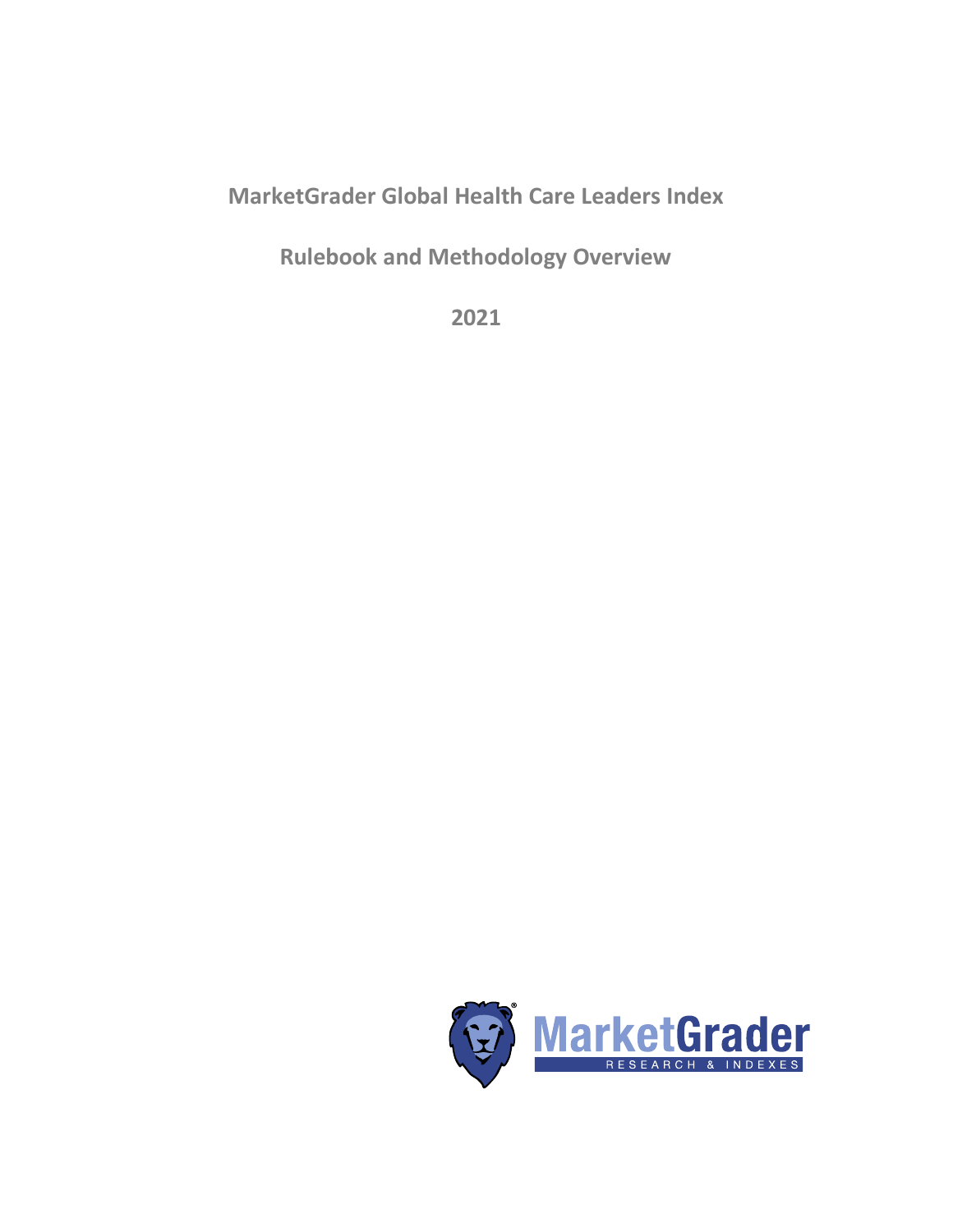# MarketGrader Global Health Care Leaders Index

## Rulebook and Methodology Overview

## 2021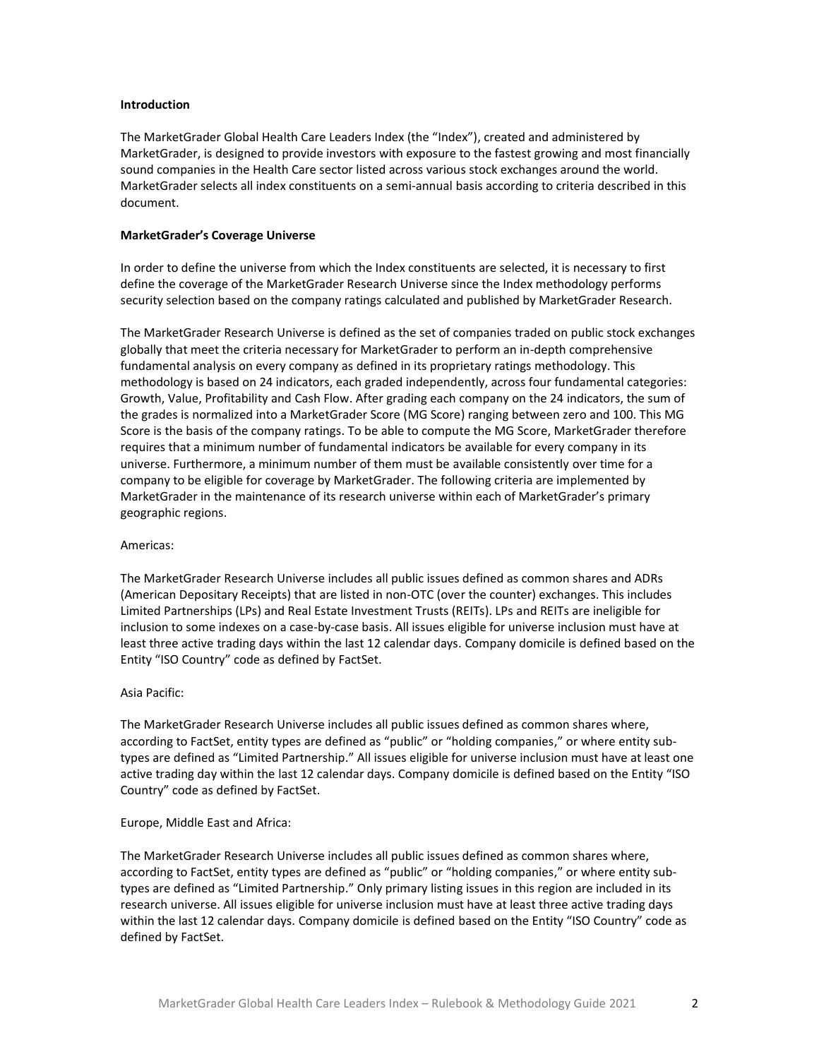**Introduction**

The MarketGrader Global Health Care Leaders Index (the "Index"), created and administered by MarketGrader, is designed to provide investors with exposure to the fastest growing and most financially sound companies in the Health Care sector listed across various stock exchanges around the world. MarketGrader selects all index constituents on a semi-annual basis according to criteria described in this document.

**MarketGrader's Coverage Universe**

In order to define the universe from which the Index constituents are selected, it is necessary to first define the coverage of the MarketGrader Research Universe since the Index methodology performs security selection based on the company ratings calculated and published by MarketGrader Research.

The MarketGrader Research Universe is defined as the set of companies traded on public stock exchanges globally that meet the criteria necessary for MarketGrader to perform an in-depth comprehensive fundamental analysis on every company as defined in its proprietary ratings methodology. This methodology is based on 24 indicators, each graded independently, across four fundamental categories: Growth, Value, Profitability and Cash Flow. After grading each company on the 24 indicators, the sum of the grades is normalized into a MarketGrader Score (MG Score) ranging between zero and 100. This MG Score is the basis of the company ratings. To be able to compute the MG Score, MarketGrader therefore requires that a minimum number of fundamental indicators be available for every company in its universe. Furthermore, a minimum number of them must be available consistently over time for a company to be eligible for coverage by MarketGrader. The following criteria are implemented by MarketGrader in the maintenance of its research universe within each of MarketGrader's primary geographic regions.

Americas:

The MarketGrader Research Universe includes all public issues defined as common shares and ADRs (American Depositary Receipts) that are listed in non-OTC (over the counter) exchanges. This includes Limited Partnerships (LPs) and Real Estate Investment Trusts (REITs). LPs and REITs are ineligible for inclusion to some indexes on a case-by-case basis. All issues eligible for universe inclusion must have at least three active trading days within the last 12 calendar days. Company domicile is defined based on the Entity "ISO Country" code as defined by FactSet.

Asia Pacific:

The MarketGrader Research Universe includes all public issues defined as common shares where, according to FactSet, entity types are defined as "public" or "holding companies," or where entity sub-types are defined as "Limited Partnership." All issues eligible for universe inclusion must have at least one active trading day within the last 12 calendar days. Company domicile is defined based on the Entity "ISO Country" code as defined by FactSet.

Europe, Middle East and Africa:

The MarketGrader Research Universe includes all public issues defined as common shares where, according to FactSet, entity types are defined as "public" or "holding companies," or where entity sub-types are defined as "Limited Partnership." Only primary listing issues in this region are included in its research universe. All issues eligible for universe inclusion must have at least three active trading days within the last 12 calendar days. Company domicile is defined based on the Entity "ISO Country" code as defined by FactSet.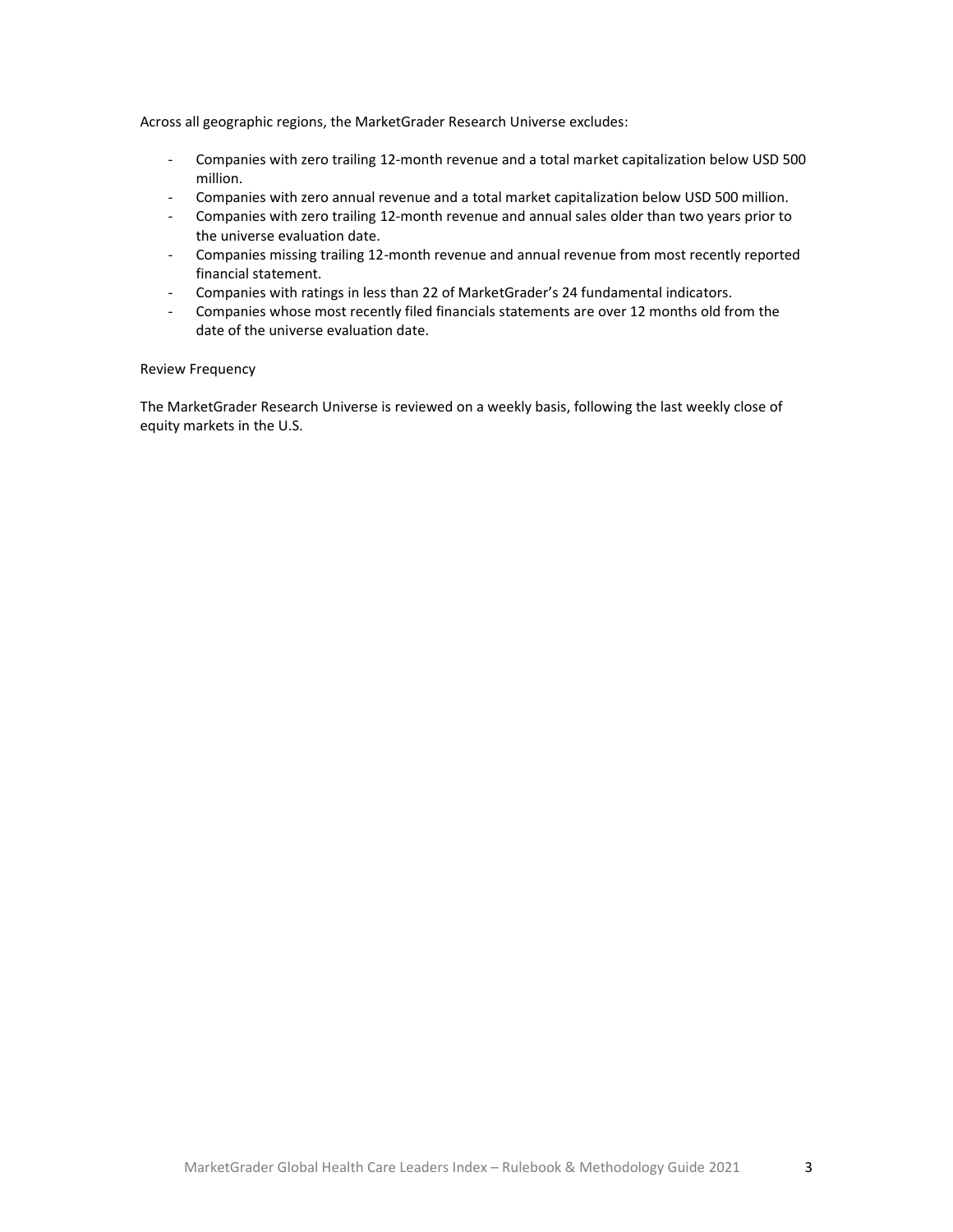Across all geographic regions, the MarketGrader Research Universe excludes:

- Companies with zero trailing 12-month revenue and a total market capitalization below USD 500 million.
- Companies with zero annual revenue and a total market capitalization below USD 500 million.
- Companies with zero trailing 12-month revenue and annual sales older than two years prior to the universe evaluation date.
- Companies missing trailing 12-month revenue and annual revenue from most recently reported financial statement.
- Companies with ratings in less than 22 of MarketGrader's 24 fundamental indicators.
- Companies whose most recently filed financials statements are over 12 months old from the date of the universe evaluation date.

Review Frequency

The MarketGrader Research Universe is reviewed on a weekly basis, following the last weekly close of equity markets in the U.S.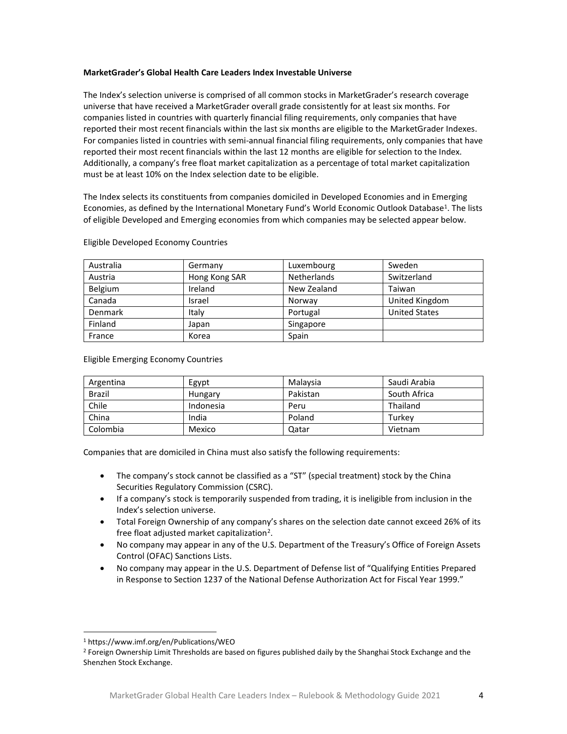**MarketGrader's Global Health Care Leaders Index Investable Universe**

The Index's selection universe is comprised of all common stocks in MarketGrader's research coverage universe that have received a MarketGrader overall grade consistently for at least six months. For companies listed in countries with quarterly financial filing requirements, only companies that have reported their most recent financials within the last six months are eligible to the MarketGrader Indexes. For companies listed in countries with semi-annual financial filing requirements, only companies that have reported their most recent financials within the last 12 months are eligible for selection to the Index. Additionally, a company's free float market capitalization as a percentage of total market capitalization must be at least 10% on the Index selection date to be eligible.

The Index selects its constituents from companies domiciled in Developed Economies and in Emerging Economies, as defined by the International Monetary Fund's World Economic Outlook Database[1]. The lists of eligible Developed and Emerging economies from which companies may be selected appear below.

Eligible Developed Economy Countries

| | | | |
|---|---|---|---|
| Australia | Germany | Luxembourg | Sweden |
| Austria | Hong Kong SAR | Netherlands | Switzerland |
| Belgium | Ireland | New Zealand | Taiwan |
| Canada | Israel | Norway | United Kingdom |
| Denmark | Italy | Portugal | United States |
| Finland | Japan | Singapore | |
| France | Korea | Spain | |

Eligible Emerging Economy Countries

| | | | |
|---|---|---|---|
| Argentina | Egypt | Malaysia | Saudi Arabia |
| Brazil | Hungary | Pakistan | South Africa |
| Chile | Indonesia | Peru | Thailand |
| China | India | Poland | Turkey |
| Colombia | Mexico | Qatar | Vietnam |

Companies that are domiciled in China must also satisfy the following requirements:

- The company's stock cannot be classified as a "ST" (special treatment) stock by the China Securities Regulatory Commission (CSRC).
- If a company's stock is temporarily suspended from trading, it is ineligible from inclusion in the Index's selection universe.
- Total Foreign Ownership of any company's shares on the selection date cannot exceed 26% of its free float adjusted market capitalization[2].
- No company may appear in any of the U.S. Department of the Treasury's Office of Foreign Assets Control (OFAC) Sanctions Lists.
- No company may appear in the U.S. Department of Defense list of "Qualifying Entities Prepared in Response to Section 1237 of the National Defense Authorization Act for Fiscal Year 1999."

[1] https://www.imf.org/en/Publications/WEO

[2] Foreign Ownership Limit Thresholds are based on figures published daily by the Shanghai Stock Exchange and the Shenzhen Stock Exchange.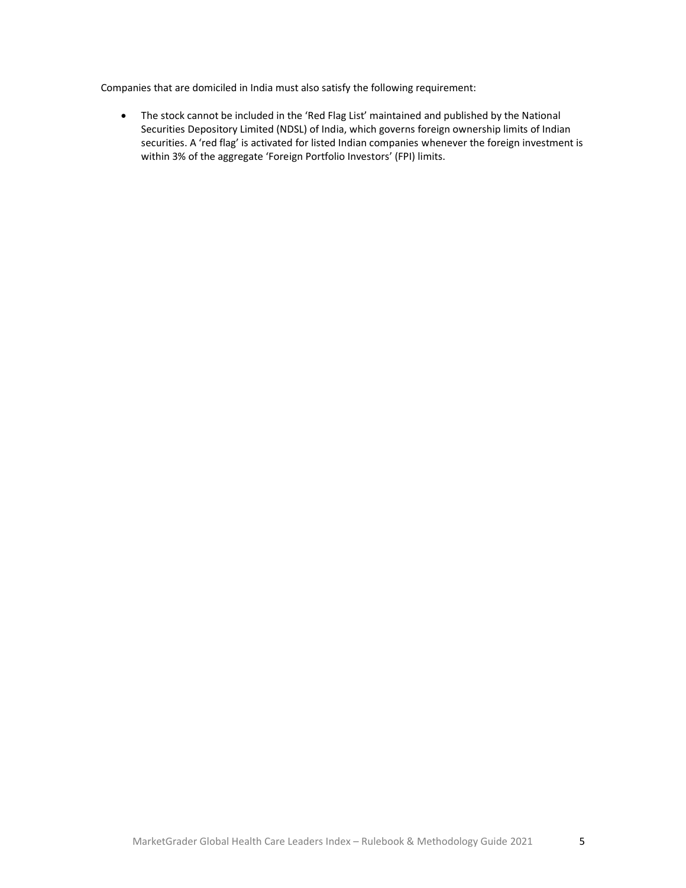Companies that are domiciled in India must also satisfy the following requirement:

- The stock cannot be included in the 'Red Flag List' maintained and published by the National Securities Depository Limited (NDSL) of India, which governs foreign ownership limits of Indian securities. A 'red flag' is activated for listed Indian companies whenever the foreign investment is within 3% of the aggregate 'Foreign Portfolio Investors' (FPI) limits.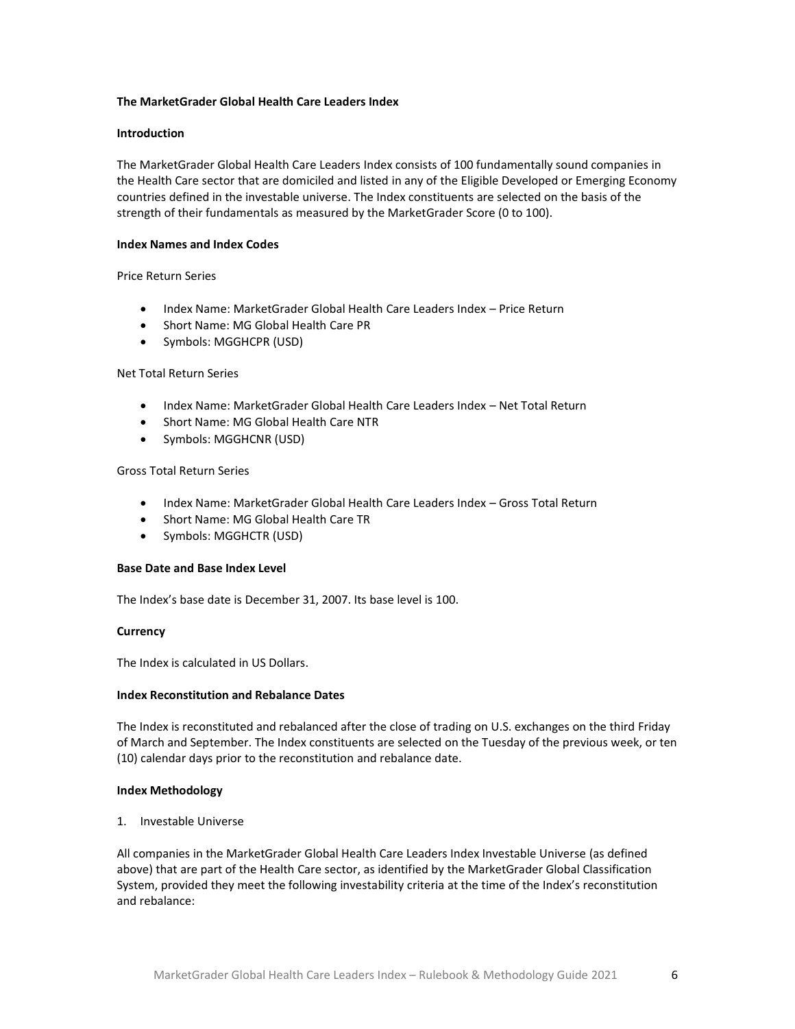**The MarketGrader Global Health Care Leaders Index**

**Introduction**

The MarketGrader Global Health Care Leaders Index consists of 100 fundamentally sound companies in the Health Care sector that are domiciled and listed in any of the Eligible Developed or Emerging Economy countries defined in the investable universe. The Index constituents are selected on the basis of the strength of their fundamentals as measured by the MarketGrader Score (0 to 100).

**Index Names and Index Codes**

Price Return Series

- Index Name: MarketGrader Global Health Care Leaders Index – Price Return
- Short Name: MG Global Health Care PR
- Symbols: MGGHCPR (USD)

Net Total Return Series

- Index Name: MarketGrader Global Health Care Leaders Index – Net Total Return
- Short Name: MG Global Health Care NTR
- Symbols: MGGHCNR (USD)

Gross Total Return Series

- Index Name: MarketGrader Global Health Care Leaders Index – Gross Total Return
- Short Name: MG Global Health Care TR
- Symbols: MGGHCTR (USD)

**Base Date and Base Index Level**

The Index's base date is December 31, 2007. Its base level is 100.

**Currency**

The Index is calculated in US Dollars.

**Index Reconstitution and Rebalance Dates**

The Index is reconstituted and rebalanced after the close of trading on U.S. exchanges on the third Friday of March and September. The Index constituents are selected on the Tuesday of the previous week, or ten (10) calendar days prior to the reconstitution and rebalance date.

**Index Methodology**

1. Investable Universe

All companies in the MarketGrader Global Health Care Leaders Index Investable Universe (as defined above) that are part of the Health Care sector, as identified by the MarketGrader Global Classification System, provided they meet the following investability criteria at the time of the Index's reconstitution and rebalance: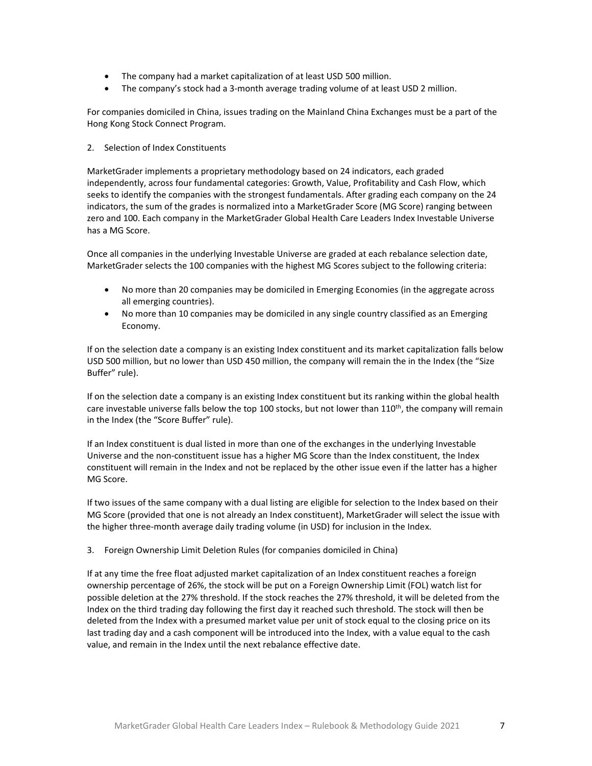- The company had a market capitalization of at least USD 500 million.
- The company's stock had a 3-month average trading volume of at least USD 2 million.

For companies domiciled in China, issues trading on the Mainland China Exchanges must be a part of the Hong Kong Stock Connect Program.

2. Selection of Index Constituents

MarketGrader implements a proprietary methodology based on 24 indicators, each graded independently, across four fundamental categories: Growth, Value, Profitability and Cash Flow, which seeks to identify the companies with the strongest fundamentals. After grading each company on the 24 indicators, the sum of the grades is normalized into a MarketGrader Score (MG Score) ranging between zero and 100. Each company in the MarketGrader Global Health Care Leaders Index Investable Universe has a MG Score.

Once all companies in the underlying Investable Universe are graded at each rebalance selection date, MarketGrader selects the 100 companies with the highest MG Scores subject to the following criteria:

- No more than 20 companies may be domiciled in Emerging Economies (in the aggregate across all emerging countries).
- No more than 10 companies may be domiciled in any single country classified as an Emerging Economy.

If on the selection date a company is an existing Index constituent and its market capitalization falls below USD 500 million, but no lower than USD 450 million, the company will remain the in the Index (the "Size Buffer" rule).

If on the selection date a company is an existing Index constituent but its ranking within the global health care investable universe falls below the top 100 stocks, but not lower than 110th, the company will remain in the Index (the "Score Buffer" rule).

If an Index constituent is dual listed in more than one of the exchanges in the underlying Investable Universe and the non-constituent issue has a higher MG Score than the Index constituent, the Index constituent will remain in the Index and not be replaced by the other issue even if the latter has a higher MG Score.

If two issues of the same company with a dual listing are eligible for selection to the Index based on their MG Score (provided that one is not already an Index constituent), MarketGrader will select the issue with the higher three-month average daily trading volume (in USD) for inclusion in the Index.

3. Foreign Ownership Limit Deletion Rules (for companies domiciled in China)

If at any time the free float adjusted market capitalization of an Index constituent reaches a foreign ownership percentage of 26%, the stock will be put on a Foreign Ownership Limit (FOL) watch list for possible deletion at the 27% threshold. If the stock reaches the 27% threshold, it will be deleted from the Index on the third trading day following the first day it reached such threshold. The stock will then be deleted from the Index with a presumed market value per unit of stock equal to the closing price on its last trading day and a cash component will be introduced into the Index, with a value equal to the cash value, and remain in the Index until the next rebalance effective date.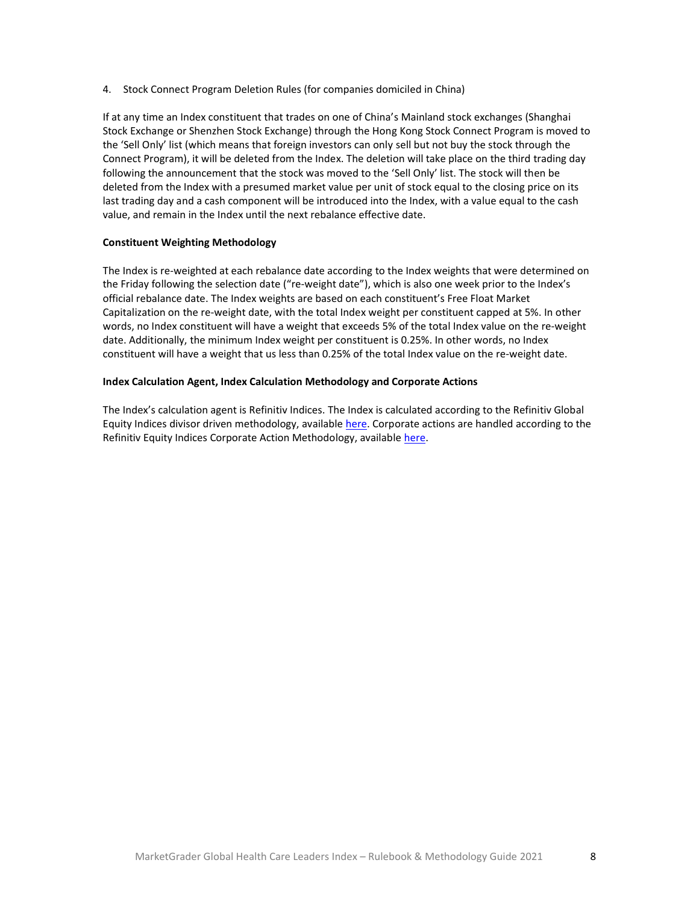4. Stock Connect Program Deletion Rules (for companies domiciled in China)

If at any time an Index constituent that trades on one of China's Mainland stock exchanges (Shanghai Stock Exchange or Shenzhen Stock Exchange) through the Hong Kong Stock Connect Program is moved to the 'Sell Only' list (which means that foreign investors can only sell but not buy the stock through the Connect Program), it will be deleted from the Index. The deletion will take place on the third trading day following the announcement that the stock was moved to the 'Sell Only' list. The stock will then be deleted from the Index with a presumed market value per unit of stock equal to the closing price on its last trading day and a cash component will be introduced into the Index, with a value equal to the cash value, and remain in the Index until the next rebalance effective date.

**Constituent Weighting Methodology**

The Index is re-weighted at each rebalance date according to the Index weights that were determined on the Friday following the selection date ("re-weight date"), which is also one week prior to the Index's official rebalance date. The Index weights are based on each constituent's Free Float Market Capitalization on the re-weight date, with the total Index weight per constituent capped at 5%. In other words, no Index constituent will have a weight that exceeds 5% of the total Index value on the re-weight date. Additionally, the minimum Index weight per constituent is 0.25%. In other words, no Index constituent will have a weight that us less than 0.25% of the total Index value on the re-weight date.

**Index Calculation Agent, Index Calculation Methodology and Corporate Actions**

The Index's calculation agent is Refinitiv Indices. The Index is calculated according to the Refinitiv Global Equity Indices divisor driven methodology, available here. Corporate actions are handled according to the Refinitiv Equity Indices Corporate Action Methodology, available here.